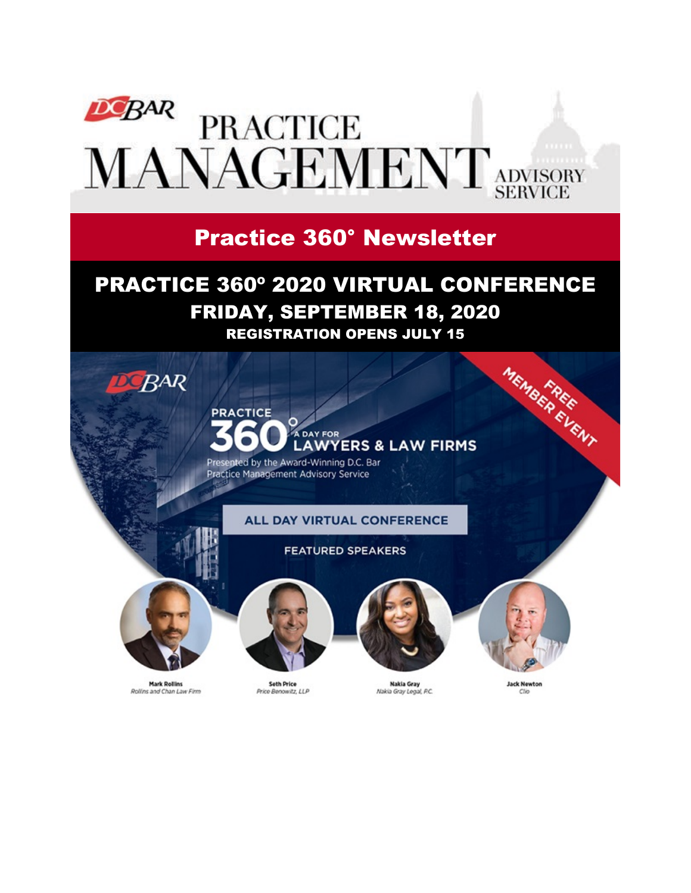# DC BAR PRACTICE MANAGEMENT ADVISORY SERVICE

## Practice 360° Newsletter

## PRACTICE 360º 2020 VIRTUAL CONFERENCE

### FRIDAY, SEPTEMBER 18, 2020

**REGISTRATION OPENS JULY 15**

DC BAR

PRACTICE 360° A DAY FOR LAWYERS & LAW FIRMS

Presented by the Award-Winning D.C. Bar Practice Management Advisory Service

FREE MEMBER EVENT

ALL DAY VIRTUAL CONFERENCE

FEATURED SPEAKERS

**Mark Rollins**
*Rollins and Chan Law Firm*

**Seth Price**
*Price Benowitz, LLP*

**Nakia Gray**
*Nakia Gray Legal, P.C.*

**Jack Newton**
*Clio*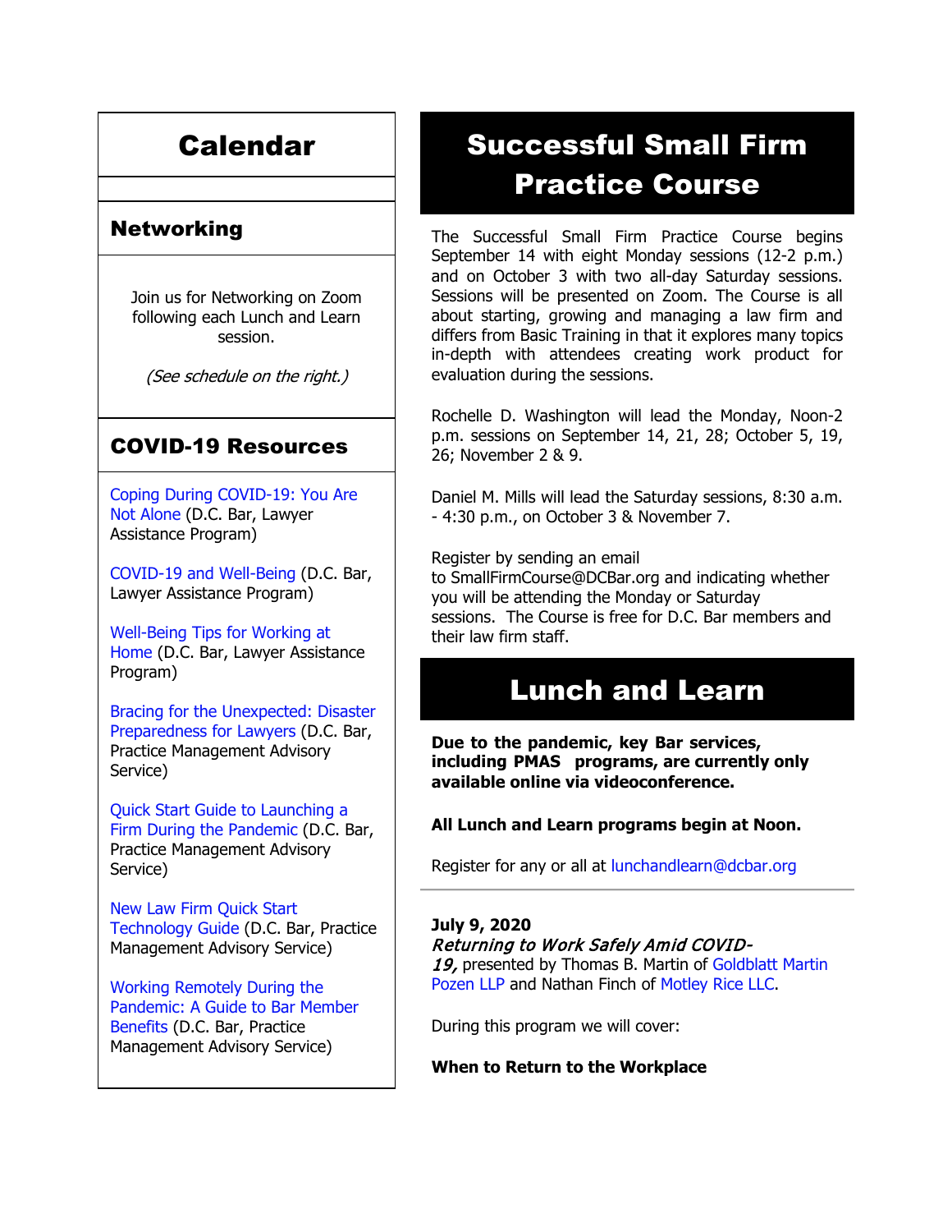# Calendar

## Networking

Join us for Networking on Zoom following each Lunch and Learn session.

*(See schedule on the right.)*

## COVID-19 Resources

Coping During COVID-19: You Are Not Alone (D.C. Bar, Lawyer Assistance Program)

COVID-19 and Well-Being (D.C. Bar, Lawyer Assistance Program)

Well-Being Tips for Working at Home (D.C. Bar, Lawyer Assistance Program)

Bracing for the Unexpected: Disaster Preparedness for Lawyers (D.C. Bar, Practice Management Advisory Service)

Quick Start Guide to Launching a Firm During the Pandemic (D.C. Bar, Practice Management Advisory Service)

New Law Firm Quick Start Technology Guide (D.C. Bar, Practice Management Advisory Service)

Working Remotely During the Pandemic: A Guide to Bar Member Benefits (D.C. Bar, Practice Management Advisory Service)

# Successful Small Firm Practice Course

The Successful Small Firm Practice Course begins September 14 with eight Monday sessions (12-2 p.m.) and on October 3 with two all-day Saturday sessions. Sessions will be presented on Zoom. The Course is all about starting, growing and managing a law firm and differs from Basic Training in that it explores many topics in-depth with attendees creating work product for evaluation during the sessions.

Rochelle D. Washington will lead the Monday, Noon-2 p.m. sessions on September 14, 21, 28; October 5, 19, 26; November 2 & 9.

Daniel M. Mills will lead the Saturday sessions, 8:30 a.m. - 4:30 p.m., on October 3 & November 7.

Register by sending an email to SmallFirmCourse@DCBar.org and indicating whether you will be attending the Monday or Saturday sessions. The Course is free for D.C. Bar members and their law firm staff.

# Lunch and Learn

**Due to the pandemic, key Bar services, including PMAS programs, are currently only available online via videoconference.**

**All Lunch and Learn programs begin at Noon.**

Register for any or all at lunchandlearn@dcbar.org

---

**July 9, 2020**
***Returning to Work Safely Amid COVID-19,*** presented by Thomas B. Martin of Goldblatt Martin Pozen LLP and Nathan Finch of Motley Rice LLC.

During this program we will cover:

**When to Return to the Workplace**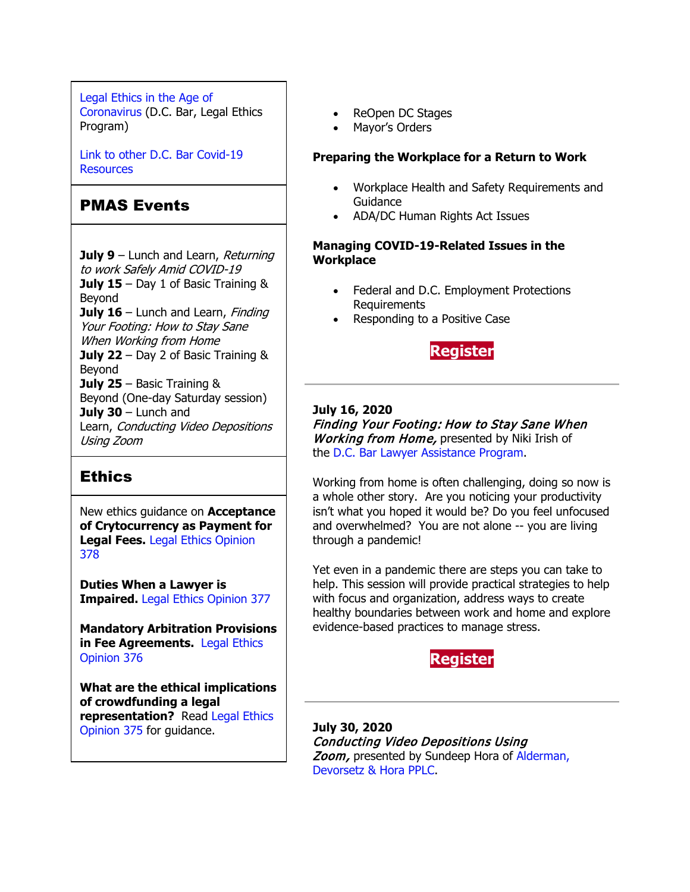Legal Ethics in the Age of Coronavirus (D.C. Bar, Legal Ethics Program)

Link to other D.C. Bar Covid-19 Resources

## PMAS Events

**July 9** – Lunch and Learn, *Returning to work Safely Amid COVID-19*
**July 15** – Day 1 of Basic Training & Beyond
**July 16** – Lunch and Learn, *Finding Your Footing: How to Stay Sane When Working from Home*
**July 22** – Day 2 of Basic Training & Beyond
**July 25** – Basic Training & Beyond (One-day Saturday session)
**July 30** – Lunch and Learn, *Conducting Video Depositions Using Zoom*

## Ethics

New ethics guidance on **Acceptance of Crytocurrency as Payment for Legal Fees.** Legal Ethics Opinion 378

**Duties When a Lawyer is Impaired.** Legal Ethics Opinion 377

**Mandatory Arbitration Provisions in Fee Agreements.** Legal Ethics Opinion 376

**What are the ethical implications of crowdfunding a legal representation?** Read Legal Ethics Opinion 375 for guidance.

- ReOpen DC Stages
- Mayor's Orders

**Preparing the Workplace for a Return to Work**

- Workplace Health and Safety Requirements and Guidance
- ADA/DC Human Rights Act Issues

**Managing COVID-19-Related Issues in the Workplace**

- Federal and D.C. Employment Protections Requirements
- Responding to a Positive Case

**Register**

---

**July 16, 2020**
***Finding Your Footing: How to Stay Sane When Working from Home,*** presented by Niki Irish of the D.C. Bar Lawyer Assistance Program.

Working from home is often challenging, doing so now is a whole other story. Are you noticing your productivity isn't what you hoped it would be? Do you feel unfocused and overwhelmed? You are not alone -- you are living through a pandemic!

Yet even in a pandemic there are steps you can take to help. This session will provide practical strategies to help with focus and organization, address ways to create healthy boundaries between work and home and explore evidence-based practices to manage stress.

**Register**

---

**July 30, 2020**
***Conducting Video Depositions Using Zoom,*** presented by Sundeep Hora of Alderman, Devorsetz & Hora PPLC.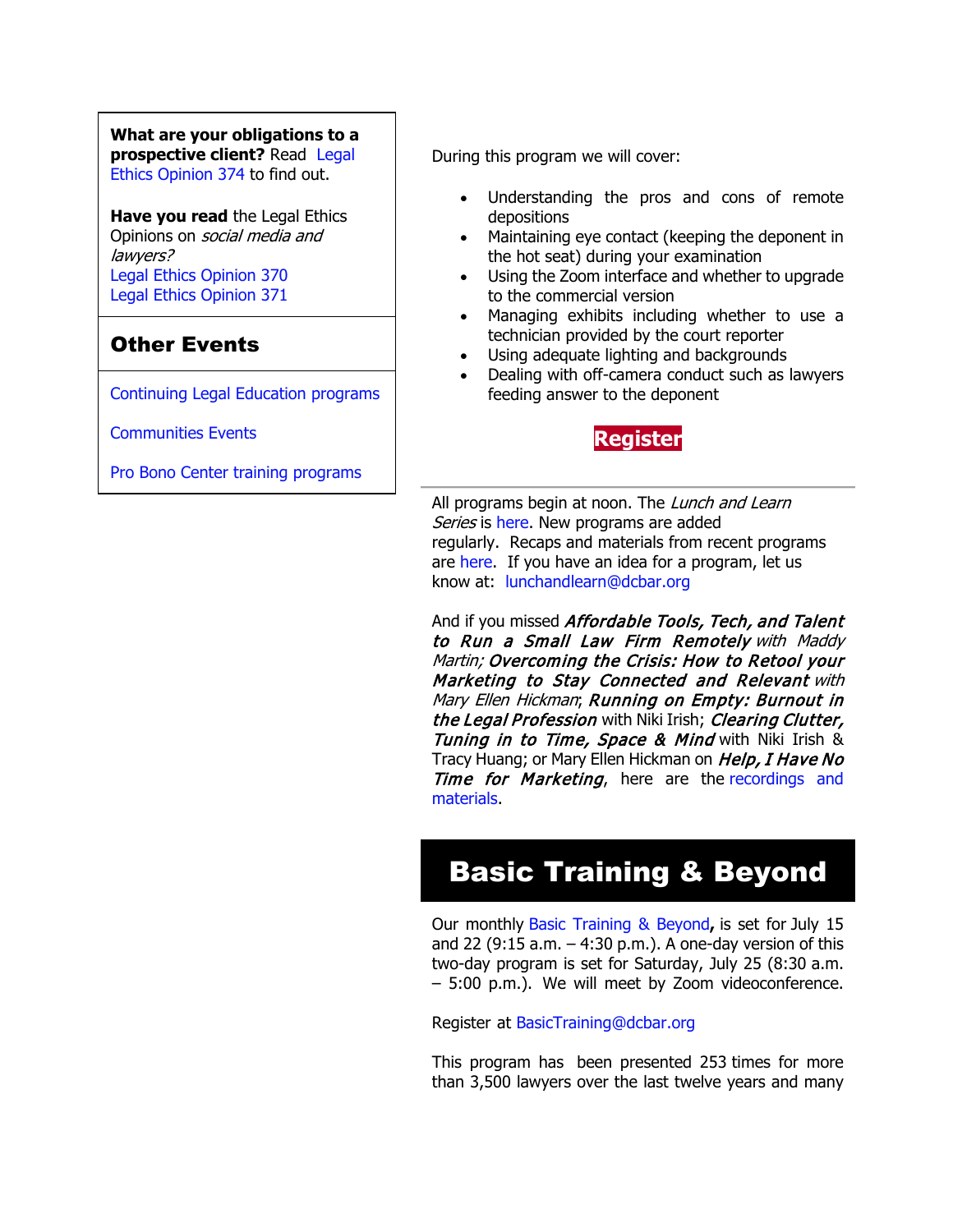**What are your obligations to a prospective client?** Read Legal Ethics Opinion 374 to find out.

**Have you read** the Legal Ethics Opinions on *social media and lawyers?*
Legal Ethics Opinion 370
Legal Ethics Opinion 371

## Other Events

Continuing Legal Education programs

Communities Events

Pro Bono Center training programs

During this program we will cover:

- Understanding the pros and cons of remote depositions
- Maintaining eye contact (keeping the deponent in the hot seat) during your examination
- Using the Zoom interface and whether to upgrade to the commercial version
- Managing exhibits including whether to use a technician provided by the court reporter
- Using adequate lighting and backgrounds
- Dealing with off-camera conduct such as lawyers feeding answer to the deponent

**Register**

---

All programs begin at noon. The *Lunch and Learn Series* is here. New programs are added regularly. Recaps and materials from recent programs are here. If you have an idea for a program, let us know at: lunchandlearn@dcbar.org

And if you missed ***Affordable Tools, Tech, and Talent to Run a Small Law Firm Remotely*** *with Maddy Martin;* ***Overcoming the Crisis: How to Retool your Marketing to Stay Connected and Relevant*** *with Mary Ellen Hickman*; ***Running on Empty: Burnout in the Legal Profession*** with Niki Irish; ***Clearing Clutter, Tuning in to Time, Space & Mind*** with Niki Irish & Tracy Huang; or Mary Ellen Hickman on ***Help, I Have No Time for Marketing***, here are the recordings and materials.

# Basic Training & Beyond

Our monthly Basic Training & Beyond**,** is set for July 15 and 22 (9:15 a.m. – 4:30 p.m.). A one-day version of this two-day program is set for Saturday, July 25 (8:30 a.m. – 5:00 p.m.). We will meet by Zoom videoconference.

Register at BasicTraining@dcbar.org

This program has been presented 253 times for more than 3,500 lawyers over the last twelve years and many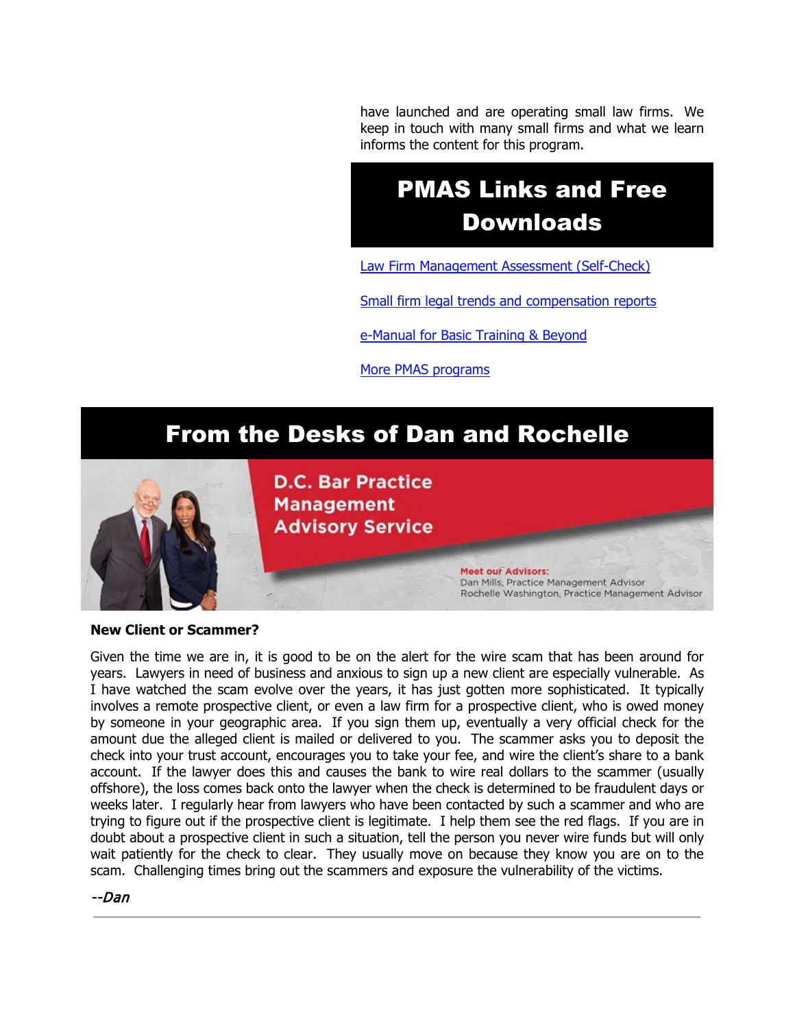have launched and are operating small law firms. We keep in touch with many small firms and what we learn informs the content for this program.

## PMAS Links and Free Downloads

[Law Firm Management Assessment (Self-Check)]

[Small firm legal trends and compensation reports]

[e-Manual for Basic Training & Beyond]

[More PMAS programs]

## From the Desks of Dan and Rochelle

D.C. Bar Practice Management Advisory Service

Meet our Advisors:
Dan Mills, Practice Management Advisor
Rochelle Washington, Practice Management Advisor

**New Client or Scammer?**

Given the time we are in, it is good to be on the alert for the wire scam that has been around for years. Lawyers in need of business and anxious to sign up a new client are especially vulnerable. As I have watched the scam evolve over the years, it has just gotten more sophisticated. It typically involves a remote prospective client, or even a law firm for a prospective client, who is owed money by someone in your geographic area. If you sign them up, eventually a very official check for the amount due the alleged client is mailed or delivered to you. The scammer asks you to deposit the check into your trust account, encourages you to take your fee, and wire the client's share to a bank account. If the lawyer does this and causes the bank to wire real dollars to the scammer (usually offshore), the loss comes back onto the lawyer when the check is determined to be fraudulent days or weeks later. I regularly hear from lawyers who have been contacted by such a scammer and who are trying to figure out if the prospective client is legitimate. I help them see the red flags. If you are in doubt about a prospective client in such a situation, tell the person you never wire funds but will only wait patiently for the check to clear. They usually move on because they know you are on to the scam. Challenging times bring out the scammers and exposure the vulnerability of the victims.

*--Dan*

---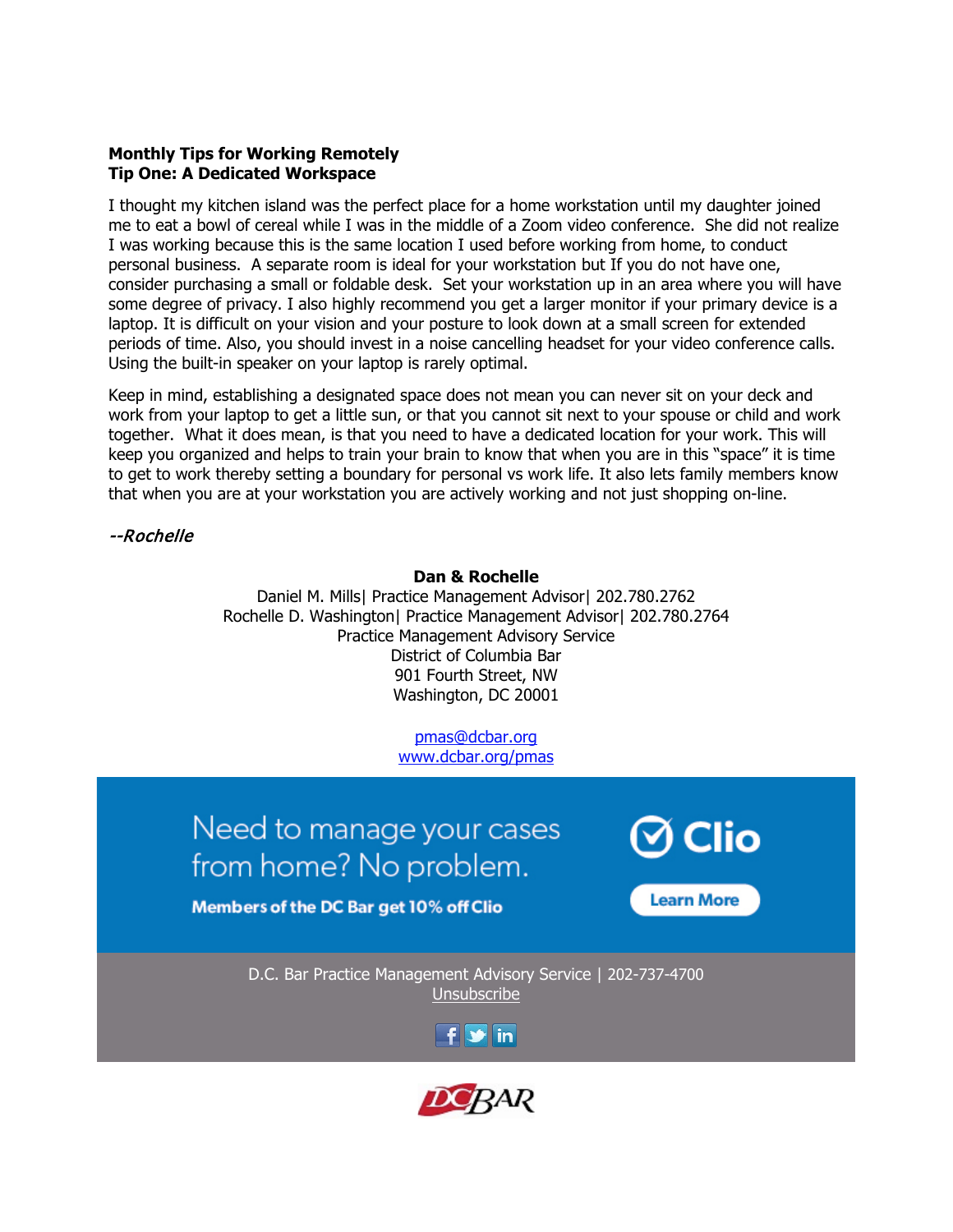**Monthly Tips for Working Remotely**
**Tip One: A Dedicated Workspace**

I thought my kitchen island was the perfect place for a home workstation until my daughter joined me to eat a bowl of cereal while I was in the middle of a Zoom video conference. She did not realize I was working because this is the same location I used before working from home, to conduct personal business. A separate room is ideal for your workstation but If you do not have one, consider purchasing a small or foldable desk. Set your workstation up in an area where you will have some degree of privacy. I also highly recommend you get a larger monitor if your primary device is a laptop. It is difficult on your vision and your posture to look down at a small screen for extended periods of time. Also, you should invest in a noise cancelling headset for your video conference calls. Using the built-in speaker on your laptop is rarely optimal.

Keep in mind, establishing a designated space does not mean you can never sit on your deck and work from your laptop to get a little sun, or that you cannot sit next to your spouse or child and work together. What it does mean, is that you need to have a dedicated location for your work. This will keep you organized and helps to train your brain to know that when you are in this "space" it is time to get to work thereby setting a boundary for personal vs work life. It also lets family members know that when you are at your workstation you are actively working and not just shopping on-line.

*--Rochelle*

**Dan & Rochelle**
Daniel M. Mills| Practice Management Advisor| 202.780.2762
Rochelle D. Washington| Practice Management Advisor| 202.780.2764
Practice Management Advisory Service
District of Columbia Bar
901 Fourth Street, NW
Washington, DC 20001

pmas@dcbar.org
www.dcbar.org/pmas

Need to manage your cases from home? No problem.

**Members of the DC Bar get 10% off Clio**

Clio

Learn More

D.C. Bar Practice Management Advisory Service | 202-737-4700
Unsubscribe

DCBAR